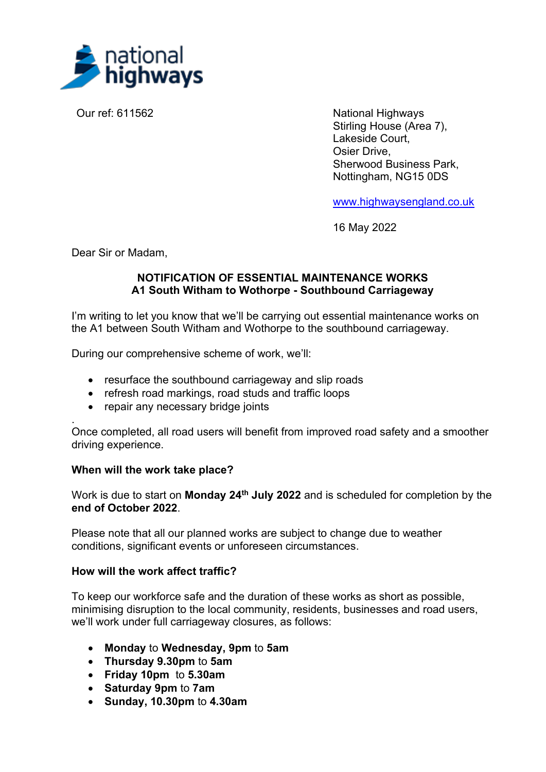national highways

Our ref: 611562

National Highways
Stirling House (Area 7),
Lakeside Court,
Osier Drive,
Sherwood Business Park,
Nottingham, NG15 0DS

www.highwaysengland.co.uk

16 May 2022

Dear Sir or Madam,

**NOTIFICATION OF ESSENTIAL MAINTENANCE WORKS**
**A1 South Witham to Wothorpe - Southbound Carriageway**

I'm writing to let you know that we'll be carrying out essential maintenance works on the A1 between South Witham and Wothorpe to the southbound carriageway.

During our comprehensive scheme of work, we'll:

- resurface the southbound carriageway and slip roads
- refresh road markings, road studs and traffic loops
- repair any necessary bridge joints

.
Once completed, all road users will benefit from improved road safety and a smoother driving experience.

**When will the work take place?**

Work is due to start on **Monday 24th July 2022** and is scheduled for completion by the **end of October 2022**.

Please note that all our planned works are subject to change due to weather conditions, significant events or unforeseen circumstances.

**How will the work affect traffic?**

To keep our workforce safe and the duration of these works as short as possible, minimising disruption to the local community, residents, businesses and road users, we'll work under full carriageway closures, as follows:

- **Monday** to **Wednesday, 9pm** to **5am**
- **Thursday 9.30pm** to **5am**
- **Friday 10pm** to **5.30am**
- **Saturday 9pm** to **7am**
- **Sunday, 10.30pm** to **4.30am**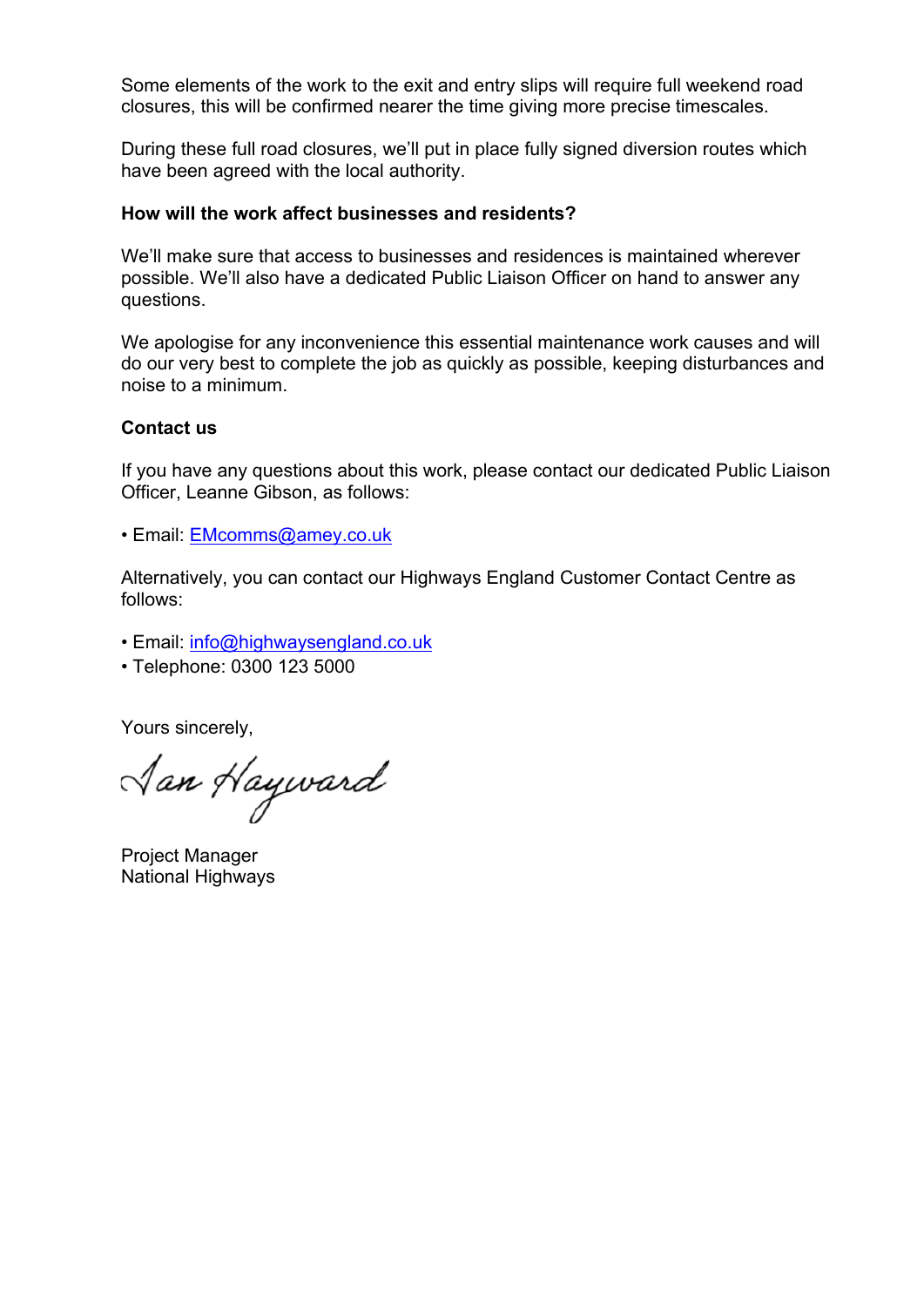Some elements of the work to the exit and entry slips will require full weekend road closures, this will be confirmed nearer the time giving more precise timescales.

During these full road closures, we'll put in place fully signed diversion routes which have been agreed with the local authority.

**How will the work affect businesses and residents?**

We'll make sure that access to businesses and residences is maintained wherever possible. We'll also have a dedicated Public Liaison Officer on hand to answer any questions.

We apologise for any inconvenience this essential maintenance work causes and will do our very best to complete the job as quickly as possible, keeping disturbances and noise to a minimum.

**Contact us**

If you have any questions about this work, please contact our dedicated Public Liaison Officer, Leanne Gibson, as follows:

- Email: EMcomms@amey.co.uk

Alternatively, you can contact our Highways England Customer Contact Centre as follows:

- Email: info@highwaysengland.co.uk
- Telephone: 0300 123 5000

Yours sincerely,

Ian Hayward

Project Manager
National Highways